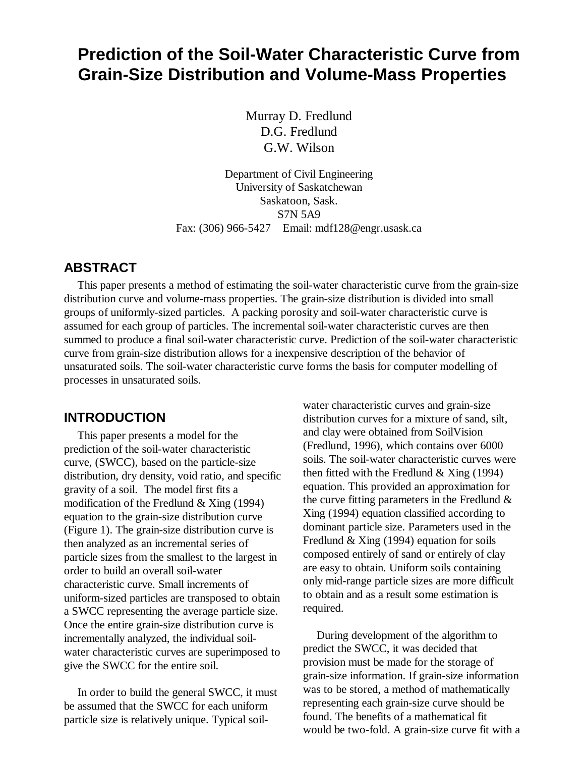# Prediction of the Soil-Water Characteristic Curve from Grain-Size Distribution and Volume-Mass Properties

Murray D. Fredlund
D.G. Fredlund
G.W. Wilson

Department of Civil Engineering
University of Saskatchewan
Saskatoon, Sask.
S7N 5A9
Fax: (306) 966-5427 Email: mdf128@engr.usask.ca

## ABSTRACT

This paper presents a method of estimating the soil-water characteristic curve from the grain-size distribution curve and volume-mass properties. The grain-size distribution is divided into small groups of uniformly-sized particles. A packing porosity and soil-water characteristic curve is assumed for each group of particles. The incremental soil-water characteristic curves are then summed to produce a final soil-water characteristic curve. Prediction of the soil-water characteristic curve from grain-size distribution allows for a inexpensive description of the behavior of unsaturated soils. The soil-water characteristic curve forms the basis for computer modelling of processes in unsaturated soils.

## INTRODUCTION

This paper presents a model for the prediction of the soil-water characteristic curve, (SWCC), based on the particle-size distribution, dry density, void ratio, and specific gravity of a soil. The model first fits a modification of the Fredlund & Xing (1994) equation to the grain-size distribution curve (Figure 1). The grain-size distribution curve is then analyzed as an incremental series of particle sizes from the smallest to the largest in order to build an overall soil-water characteristic curve. Small increments of uniform-sized particles are transposed to obtain a SWCC representing the average particle size. Once the entire grain-size distribution curve is incrementally analyzed, the individual soil-water characteristic curves are superimposed to give the SWCC for the entire soil.

In order to build the general SWCC, it must be assumed that the SWCC for each uniform particle size is relatively unique. Typical soil-water characteristic curves and grain-size distribution curves for a mixture of sand, silt, and clay were obtained from SoilVision (Fredlund, 1996), which contains over 6000 soils. The soil-water characteristic curves were then fitted with the Fredlund & Xing (1994) equation. This provided an approximation for the curve fitting parameters in the Fredlund & Xing (1994) equation classified according to dominant particle size. Parameters used in the Fredlund & Xing (1994) equation for soils composed entirely of sand or entirely of clay are easy to obtain. Uniform soils containing only mid-range particle sizes are more difficult to obtain and as a result some estimation is required.

During development of the algorithm to predict the SWCC, it was decided that provision must be made for the storage of grain-size information. If grain-size information was to be stored, a method of mathematically representing each grain-size curve should be found. The benefits of a mathematical fit would be two-fold. A grain-size curve fit with a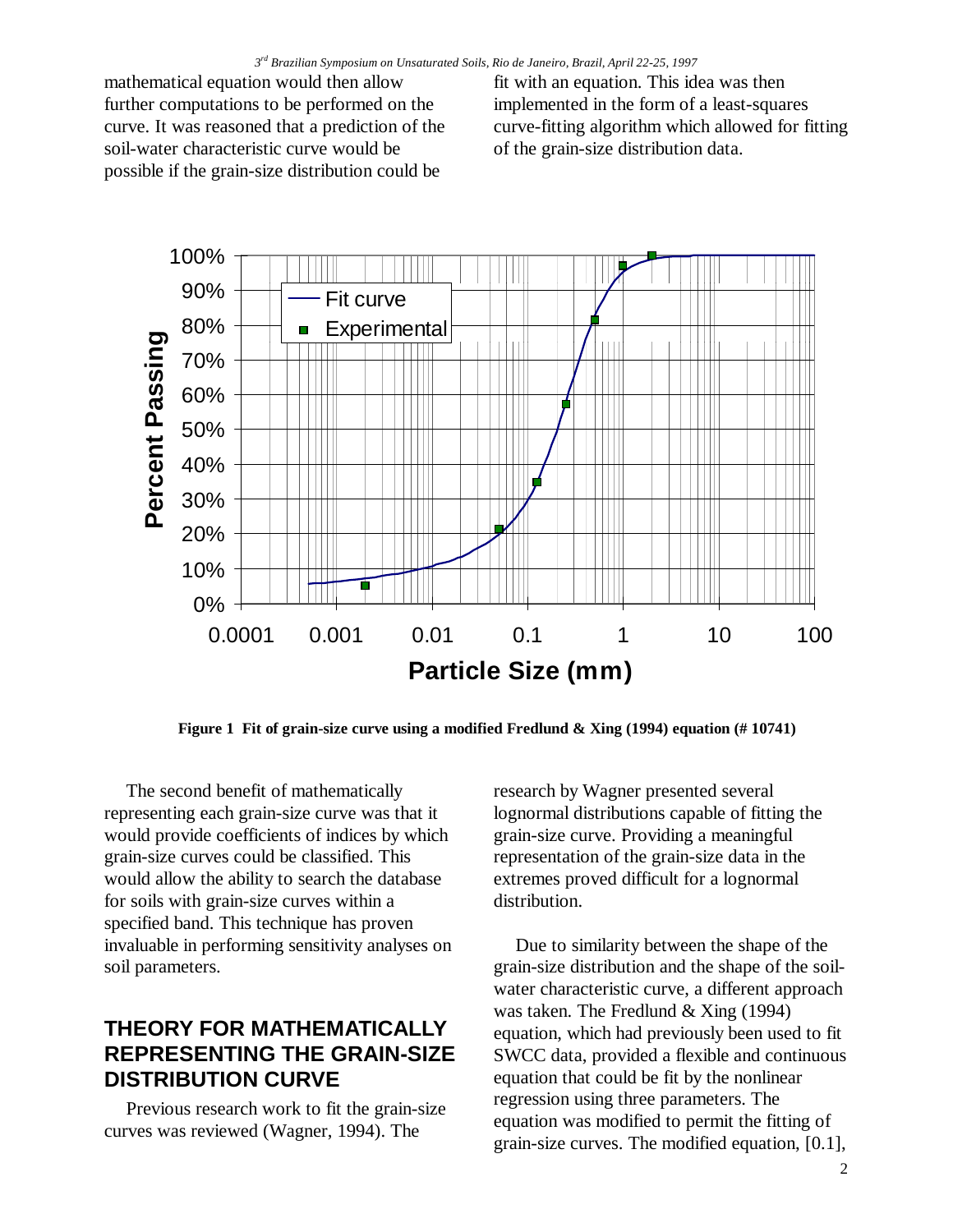mathematical equation would then allow further computations to be performed on the curve. It was reasoned that a prediction of the soil-water characteristic curve would be possible if the grain-size distribution could be fit with an equation. This idea was then implemented in the form of a least-squares curve-fitting algorithm which allowed for fitting of the grain-size distribution data.

**Figure 1 Fit of grain-size curve using a modified Fredlund & Xing (1994) equation (# 10741)**

The second benefit of mathematically representing each grain-size curve was that it would provide coefficients of indices by which grain-size curves could be classified. This would allow the ability to search the database for soils with grain-size curves within a specified band. This technique has proven invaluable in performing sensitivity analyses on soil parameters.

## THEORY FOR MATHEMATICALLY REPRESENTING THE GRAIN-SIZE DISTRIBUTION CURVE

Previous research work to fit the grain-size curves was reviewed (Wagner, 1994). The research by Wagner presented several lognormal distributions capable of fitting the grain-size curve. Providing a meaningful representation of the grain-size data in the extremes proved difficult for a lognormal distribution.

Due to similarity between the shape of the grain-size distribution and the shape of the soil-water characteristic curve, a different approach was taken. The Fredlund & Xing (1994) equation, which had previously been used to fit SWCC data, provided a flexible and continuous equation that could be fit by the nonlinear regression using three parameters. The equation was modified to permit the fitting of grain-size curves. The modified equation, [0.1],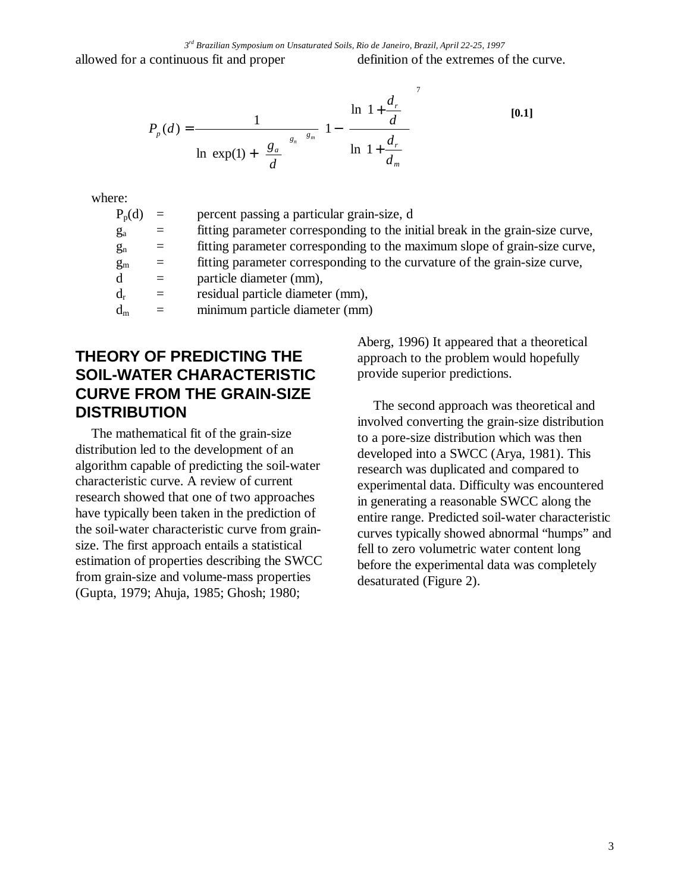allowed for a continuous fit and proper definition of the extremes of the curve.

$$P_p(d) = \frac{1}{\ln\left[\exp(1) + \left(\frac{g_a}{d}\right)^{g_n}\right]^{g_m}} \left\{1 - \left[\frac{\ln\left(1 + \frac{d_r}{d}\right)}{\ln\left(1 + \frac{d_r}{d_m}\right)}\right]^7\right\} \quad \text{[0.1]}$$

where:

| | | |
|---|---|---|
| $P_p(d)$ | = | percent passing a particular grain-size, d |
| $g_a$ | = | fitting parameter corresponding to the initial break in the grain-size curve, |
| $g_n$ | = | fitting parameter corresponding to the maximum slope of grain-size curve, |
| $g_m$ | = | fitting parameter corresponding to the curvature of the grain-size curve, |
| $d$ | = | particle diameter (mm), |
| $d_r$ | = | residual particle diameter (mm), |
| $d_m$ | = | minimum particle diameter (mm) |

## THEORY OF PREDICTING THE SOIL-WATER CHARACTERISTIC CURVE FROM THE GRAIN-SIZE DISTRIBUTION

The mathematical fit of the grain-size distribution led to the development of an algorithm capable of predicting the soil-water characteristic curve. A review of current research showed that one of two approaches have typically been taken in the prediction of the soil-water characteristic curve from grain-size. The first approach entails a statistical estimation of properties describing the SWCC from grain-size and volume-mass properties (Gupta, 1979; Ahuja, 1985; Ghosh; 1980; Aberg, 1996) It appeared that a theoretical approach to the problem would hopefully provide superior predictions.

The second approach was theoretical and involved converting the grain-size distribution to a pore-size distribution which was then developed into a SWCC (Arya, 1981). This research was duplicated and compared to experimental data. Difficulty was encountered in generating a reasonable SWCC along the entire range. Predicted soil-water characteristic curves typically showed abnormal “humps” and fell to zero volumetric water content long before the experimental data was completely desaturated (Figure 2).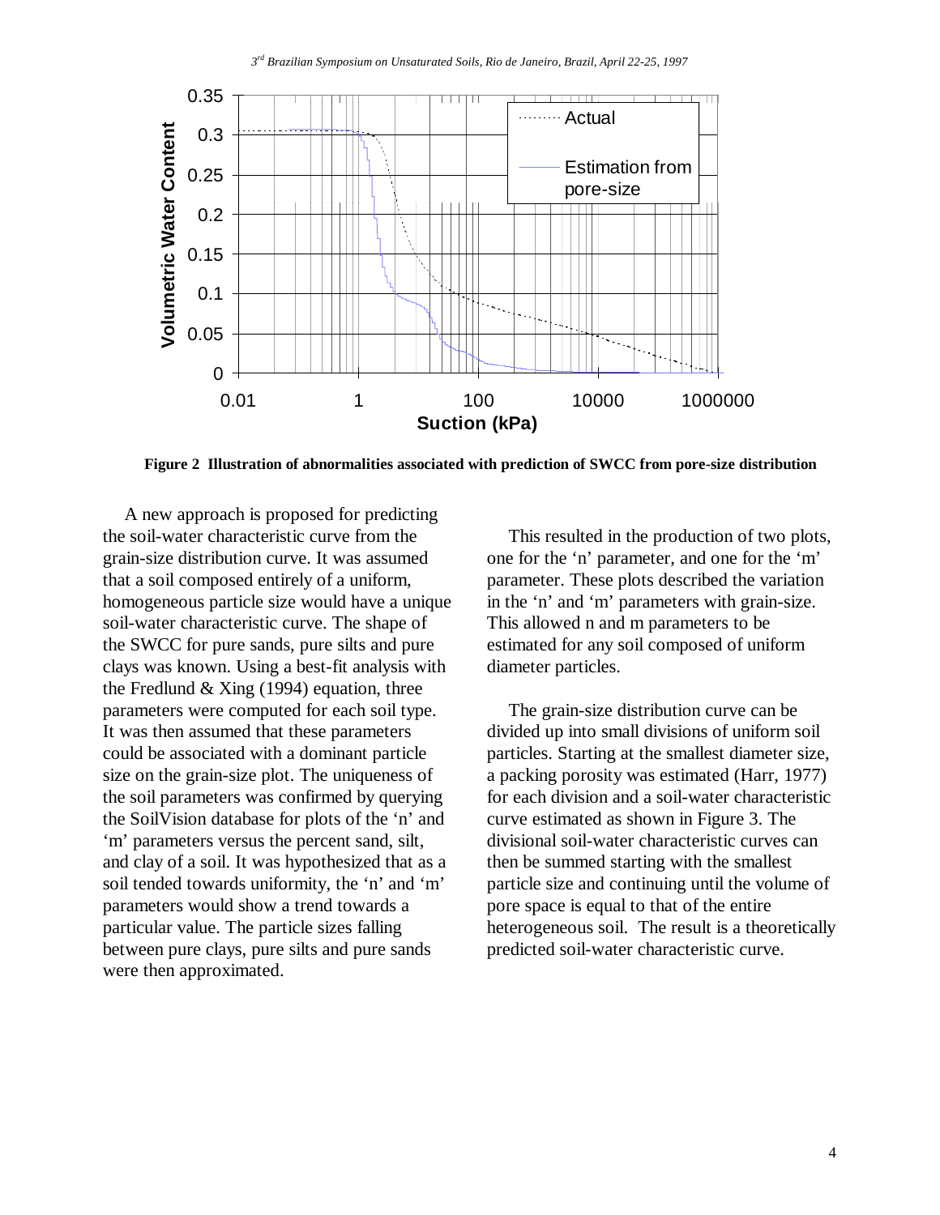**Figure 2 Illustration of abnormalities associated with prediction of SWCC from pore-size distribution**

A new approach is proposed for predicting the soil-water characteristic curve from the grain-size distribution curve. It was assumed that a soil composed entirely of a uniform, homogeneous particle size would have a unique soil-water characteristic curve. The shape of the SWCC for pure sands, pure silts and pure clays was known. Using a best-fit analysis with the Fredlund & Xing (1994) equation, three parameters were computed for each soil type. It was then assumed that these parameters could be associated with a dominant particle size on the grain-size plot. The uniqueness of the soil parameters was confirmed by querying the SoilVision database for plots of the 'n' and 'm' parameters versus the percent sand, silt, and clay of a soil. It was hypothesized that as a soil tended towards uniformity, the 'n' and 'm' parameters would show a trend towards a particular value. The particle sizes falling between pure clays, pure silts and pure sands were then approximated.

This resulted in the production of two plots, one for the 'n' parameter, and one for the 'm' parameter. These plots described the variation in the 'n' and 'm' parameters with grain-size. This allowed n and m parameters to be estimated for any soil composed of uniform diameter particles.

The grain-size distribution curve can be divided up into small divisions of uniform soil particles. Starting at the smallest diameter size, a packing porosity was estimated (Harr, 1977) for each division and a soil-water characteristic curve estimated as shown in Figure 3. The divisional soil-water characteristic curves can then be summed starting with the smallest particle size and continuing until the volume of pore space is equal to that of the entire heterogeneous soil. The result is a theoretically predicted soil-water characteristic curve.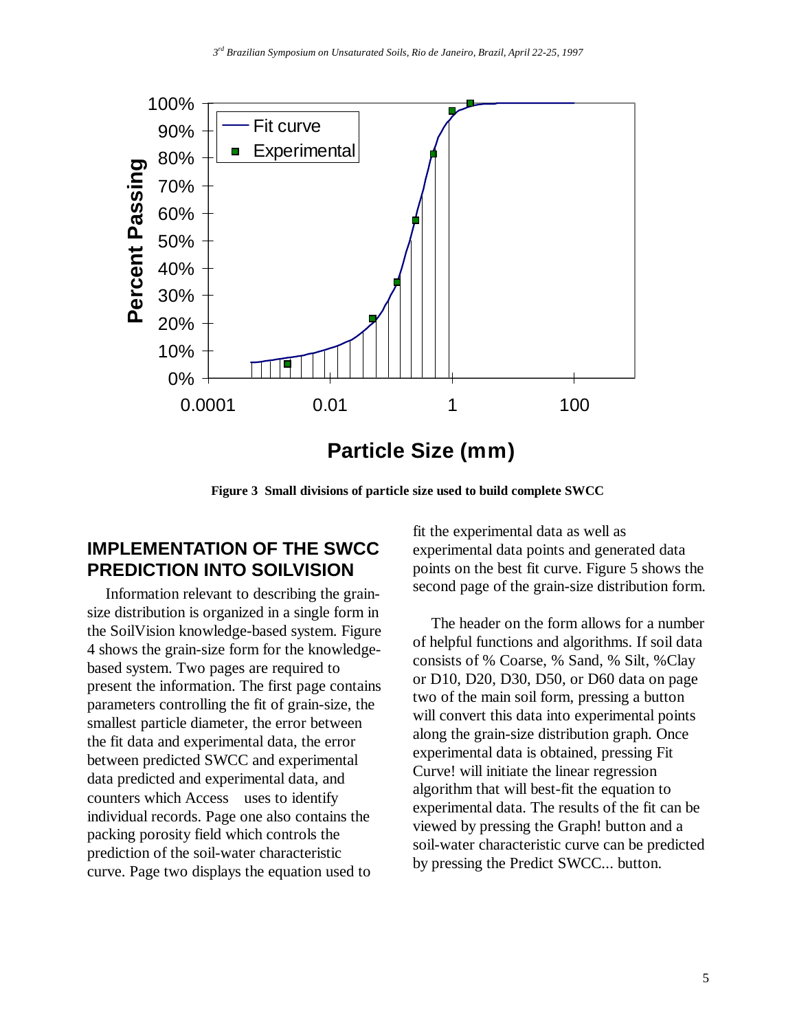Figure 3 Small divisions of particle size used to build complete SWCC

## IMPLEMENTATION OF THE SWCC PREDICTION INTO SOILVISION

Information relevant to describing the grain-size distribution is organized in a single form in the SoilVision knowledge-based system. Figure 4 shows the grain-size form for the knowledge-based system. Two pages are required to present the information. The first page contains parameters controlling the fit of grain-size, the smallest particle diameter, the error between the fit data and experimental data, the error between predicted SWCC and experimental data predicted and experimental data, and counters which Access uses to identify individual records. Page one also contains the packing porosity field which controls the prediction of the soil-water characteristic curve. Page two displays the equation used to fit the experimental data as well as experimental data points and generated data points on the best fit curve. Figure 5 shows the second page of the grain-size distribution form.

The header on the form allows for a number of helpful functions and algorithms. If soil data consists of % Coarse, % Sand, % Silt, %Clay or D10, D20, D30, D50, or D60 data on page two of the main soil form, pressing a button will convert this data into experimental points along the grain-size distribution graph. Once experimental data is obtained, pressing Fit Curve! will initiate the linear regression algorithm that will best-fit the equation to experimental data. The results of the fit can be viewed by pressing the Graph! button and a soil-water characteristic curve can be predicted by pressing the Predict SWCC... button.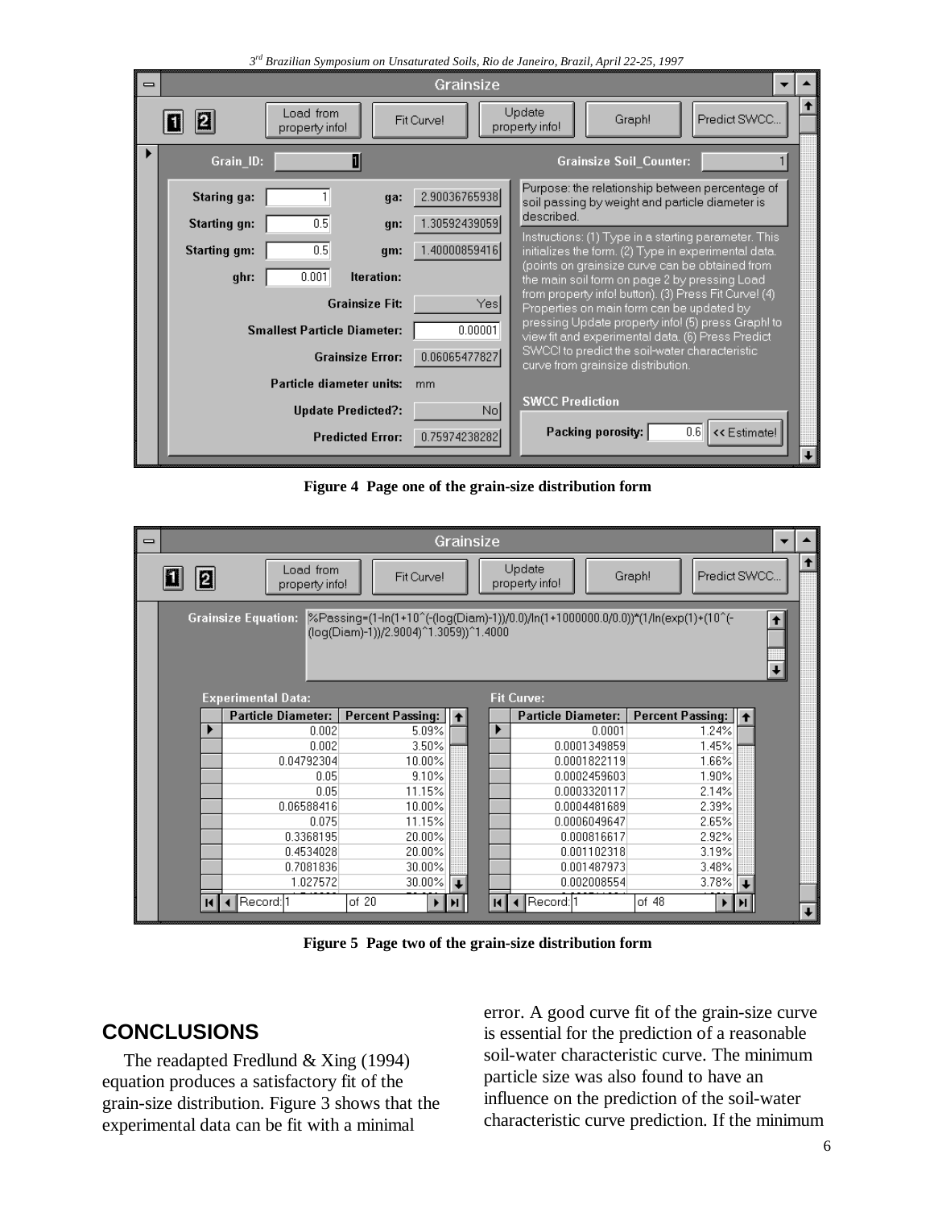Figure 4 Page one of the grain-size distribution form

Figure 5 Page two of the grain-size distribution form

## CONCLUSIONS

The readapted Fredlund & Xing (1994) equation produces a satisfactory fit of the grain-size distribution. Figure 3 shows that the experimental data can be fit with a minimal error. A good curve fit of the grain-size curve is essential for the prediction of a reasonable soil-water characteristic curve. The minimum particle size was also found to have an influence on the prediction of the soil-water characteristic curve prediction. If the minimum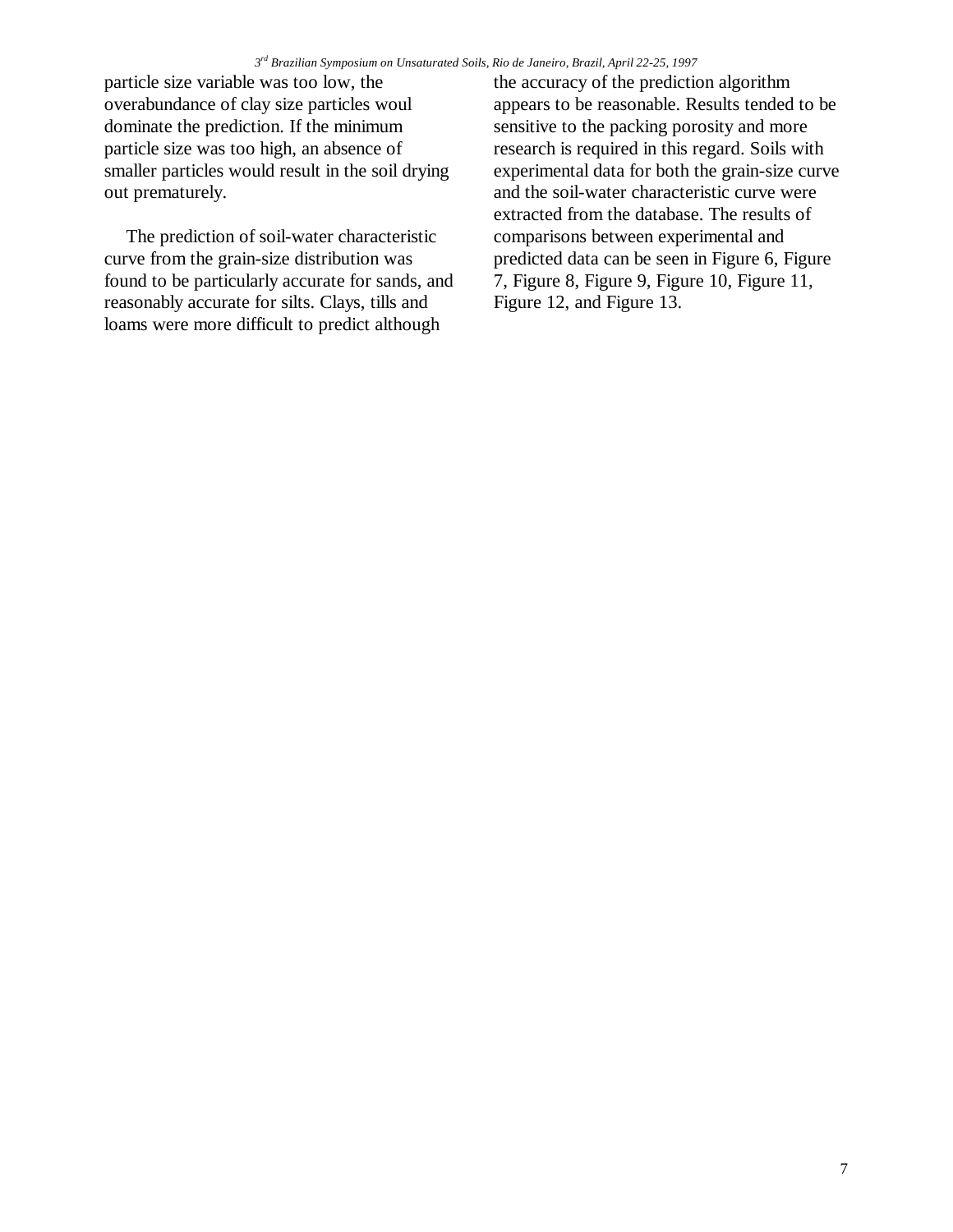particle size variable was too low, the overabundance of clay size particles woul dominate the prediction. If the minimum particle size was too high, an absence of smaller particles would result in the soil drying out prematurely.

The prediction of soil-water characteristic curve from the grain-size distribution was found to be particularly accurate for sands, and reasonably accurate for silts. Clays, tills and loams were more difficult to predict although the accuracy of the prediction algorithm appears to be reasonable. Results tended to be sensitive to the packing porosity and more research is required in this regard. Soils with experimental data for both the grain-size curve and the soil-water characteristic curve were extracted from the database. The results of comparisons between experimental and predicted data can be seen in Figure 6, Figure 7, Figure 8, Figure 9, Figure 10, Figure 11, Figure 12, and Figure 13.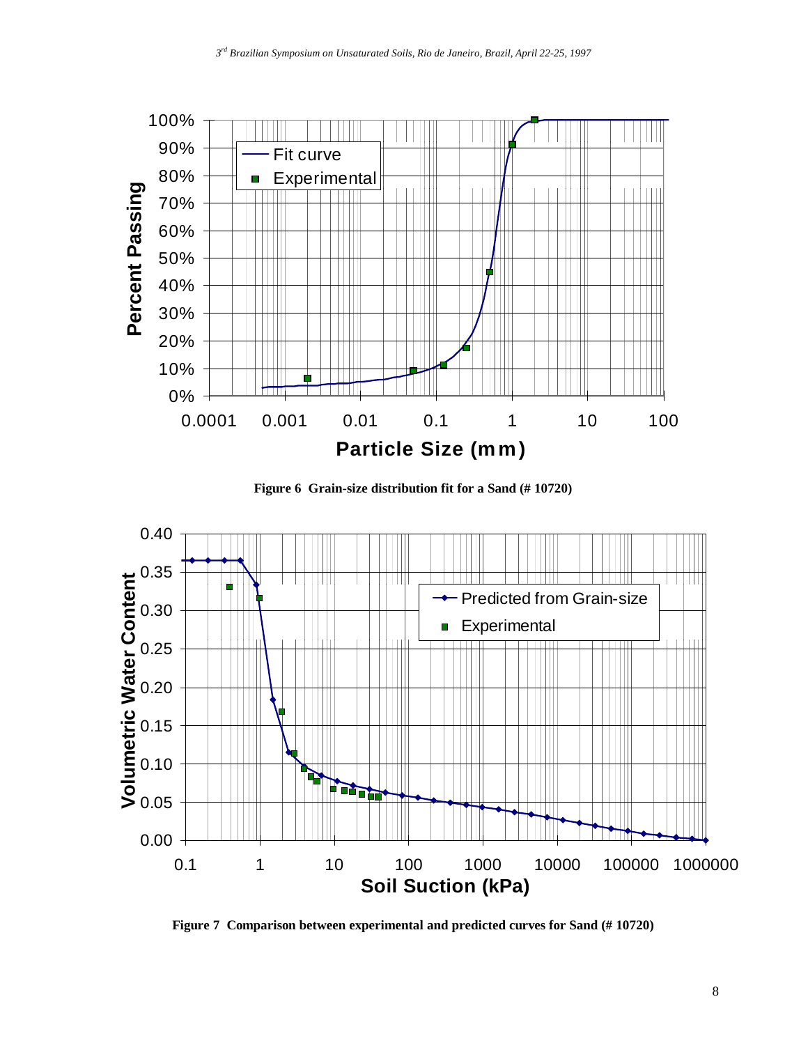Figure 6 Grain-size distribution fit for a Sand (# 10720)

Figure 7 Comparison between experimental and predicted curves for Sand (# 10720)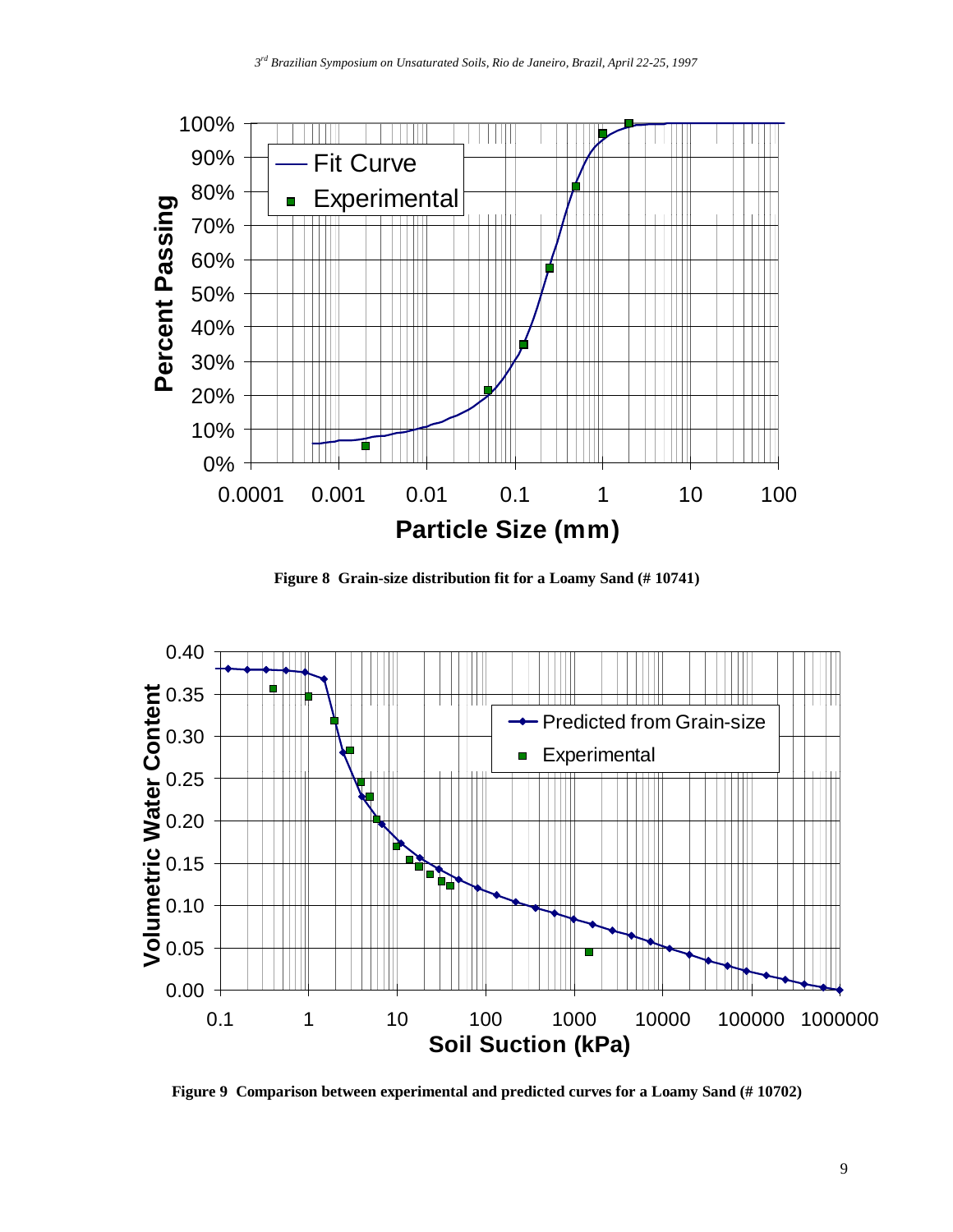**Figure 8 Grain-size distribution fit for a Loamy Sand (# 10741)**

**Figure 9 Comparison between experimental and predicted curves for a Loamy Sand (# 10702)**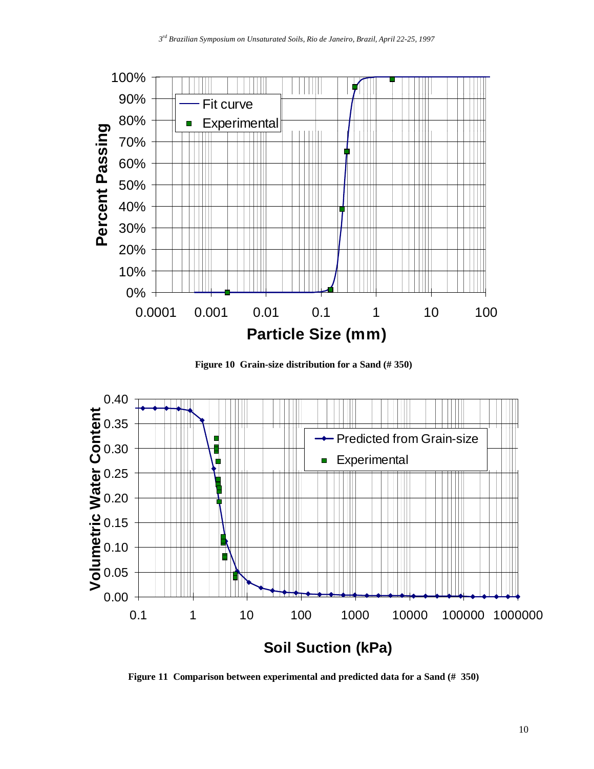Figure 10 Grain-size distribution for a Sand (# 350)

Figure 11 Comparison between experimental and predicted data for a Sand (# 350)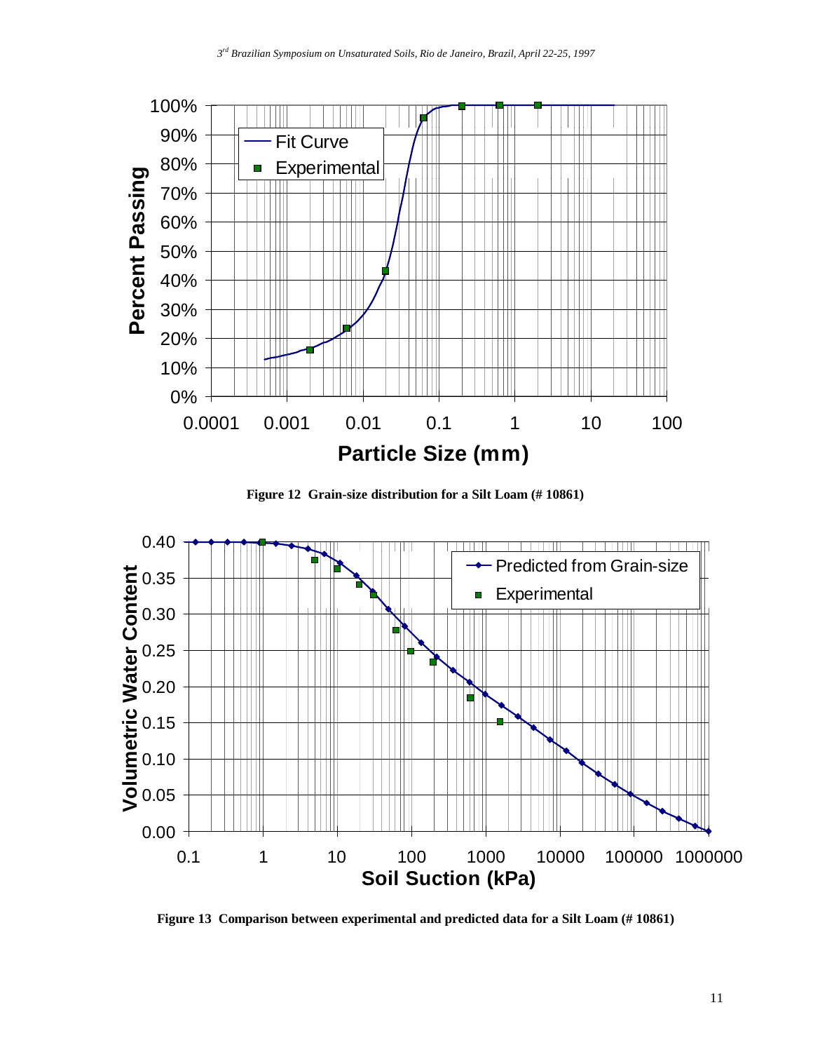Figure 12 Grain-size distribution for a Silt Loam (# 10861)

Figure 13 Comparison between experimental and predicted data for a Silt Loam (# 10861)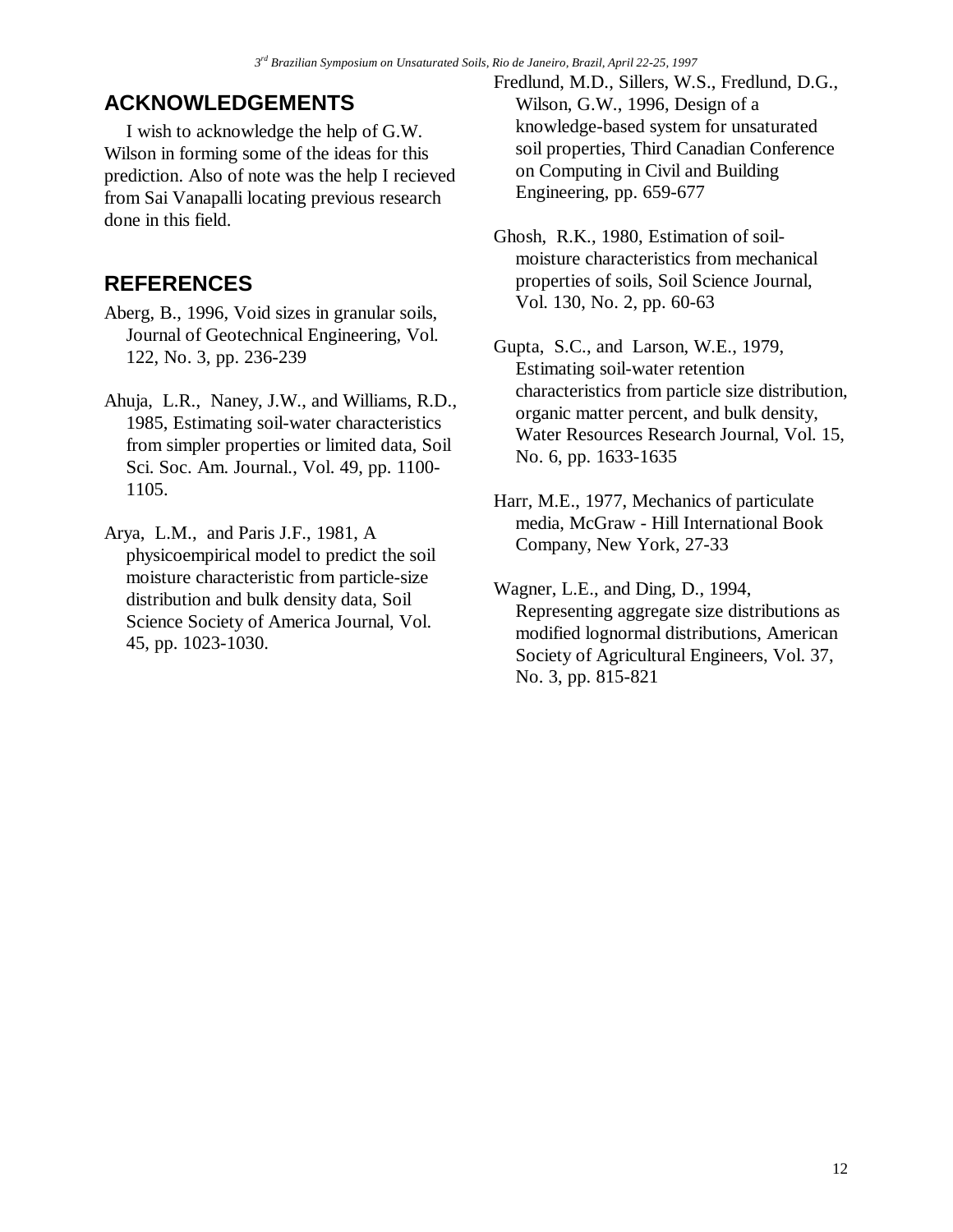## ACKNOWLEDGEMENTS

I wish to acknowledge the help of G.W. Wilson in forming some of the ideas for this prediction. Also of note was the help I recieved from Sai Vanapalli locating previous research done in this field.

## REFERENCES

Aberg, B., 1996, Void sizes in granular soils, Journal of Geotechnical Engineering, Vol. 122, No. 3, pp. 236-239

Ahuja, L.R., Naney, J.W., and Williams, R.D., 1985, Estimating soil-water characteristics from simpler properties or limited data, Soil Sci. Soc. Am. Journal., Vol. 49, pp. 1100-1105.

Arya, L.M., and Paris J.F., 1981, A physicoempirical model to predict the soil moisture characteristic from particle-size distribution and bulk density data, Soil Science Society of America Journal, Vol. 45, pp. 1023-1030.

Fredlund, M.D., Sillers, W.S., Fredlund, D.G., Wilson, G.W., 1996, Design of a knowledge-based system for unsaturated soil properties, Third Canadian Conference on Computing in Civil and Building Engineering, pp. 659-677

Ghosh, R.K., 1980, Estimation of soil-moisture characteristics from mechanical properties of soils, Soil Science Journal, Vol. 130, No. 2, pp. 60-63

Gupta, S.C., and Larson, W.E., 1979, Estimating soil-water retention characteristics from particle size distribution, organic matter percent, and bulk density, Water Resources Research Journal, Vol. 15, No. 6, pp. 1633-1635

Harr, M.E., 1977, Mechanics of particulate media, McGraw - Hill International Book Company, New York, 27-33

Wagner, L.E., and Ding, D., 1994, Representing aggregate size distributions as modified lognormal distributions, American Society of Agricultural Engineers, Vol. 37, No. 3, pp. 815-821